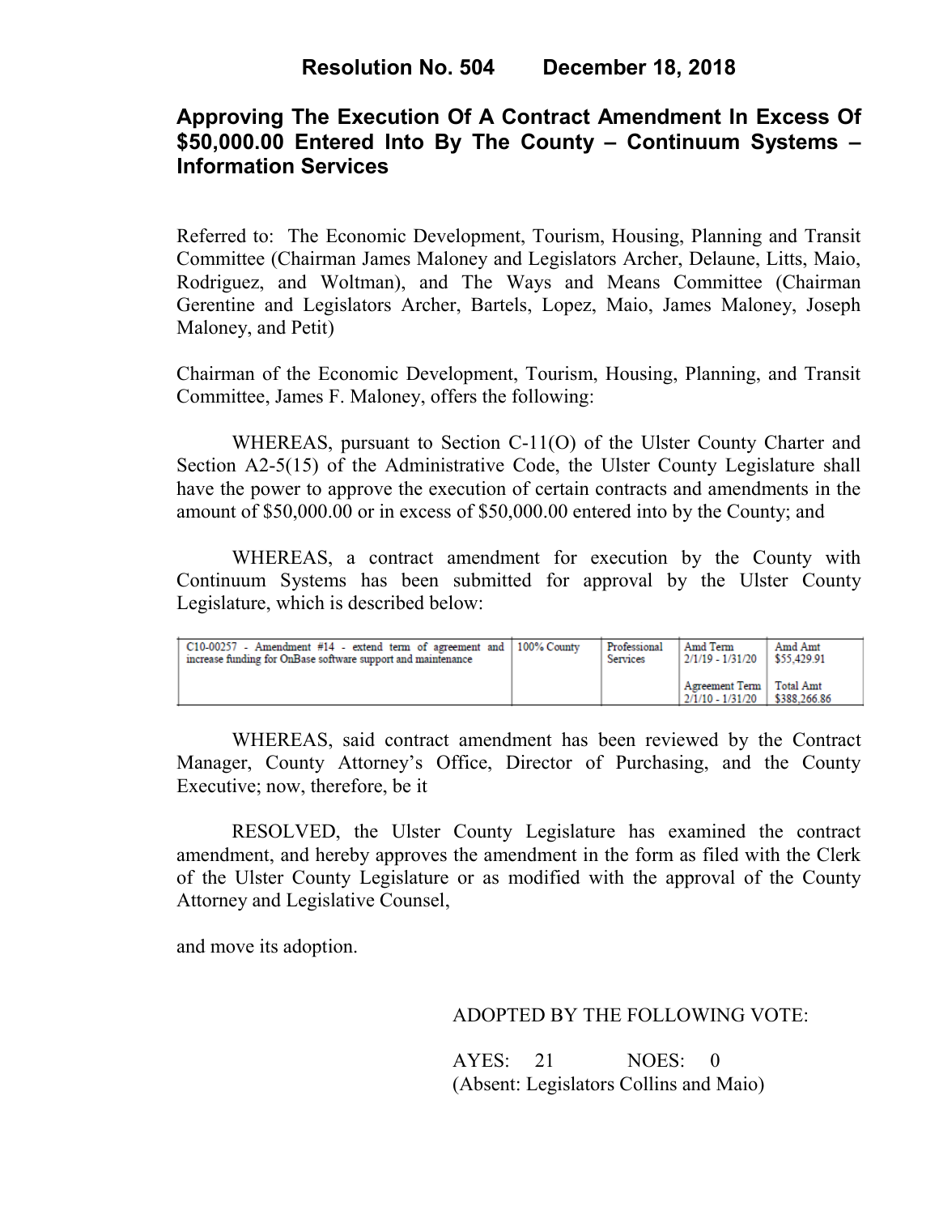# Resolution No. 504 December 18, 2018

## Approving The Execution Of A Contract Amendment In Excess Of $50,000.00 Entered Into By The County – Continuum Systems – Information Services

Referred to: The Economic Development, Tourism, Housing, Planning and Transit Committee (Chairman James Maloney and Legislators Archer, Delaune, Litts, Maio, Rodriguez, and Woltman), and The Ways and Means Committee (Chairman Gerentine and Legislators Archer, Bartels, Lopez, Maio, James Maloney, Joseph Maloney, and Petit)

Chairman of the Economic Development, Tourism, Housing, Planning, and Transit Committee, James F. Maloney, offers the following:

WHEREAS, pursuant to Section C-11(O) of the Ulster County Charter and Section A2-5(15) of the Administrative Code, the Ulster County Legislature shall have the power to approve the execution of certain contracts and amendments in the amount of $50,000.00 or in excess of $50,000.00 entered into by the County; and

WHEREAS, a contract amendment for execution by the County with Continuum Systems has been submitted for approval by the Ulster County Legislature, which is described below:

| | | | | |
|---|---|---|---|---|
| C10-00257 - Amendment #14 - extend term of agreement and increase funding for OnBase software support and maintenance | 100% County | Professional Services | Amd Term<br>2/1/19 - 1/31/20<br><br>Agreement Term<br>2/1/10 - 1/31/20 | Amd Amt<br>$55,429.91<br><br>Total Amt<br>$388,266.86 |

WHEREAS, said contract amendment has been reviewed by the Contract Manager, County Attorney's Office, Director of Purchasing, and the County Executive; now, therefore, be it

RESOLVED, the Ulster County Legislature has examined the contract amendment, and hereby approves the amendment in the form as filed with the Clerk of the Ulster County Legislature or as modified with the approval of the County Attorney and Legislative Counsel,

and move its adoption.

ADOPTED BY THE FOLLOWING VOTE:

AYES: 21 NOES: 0
(Absent: Legislators Collins and Maio)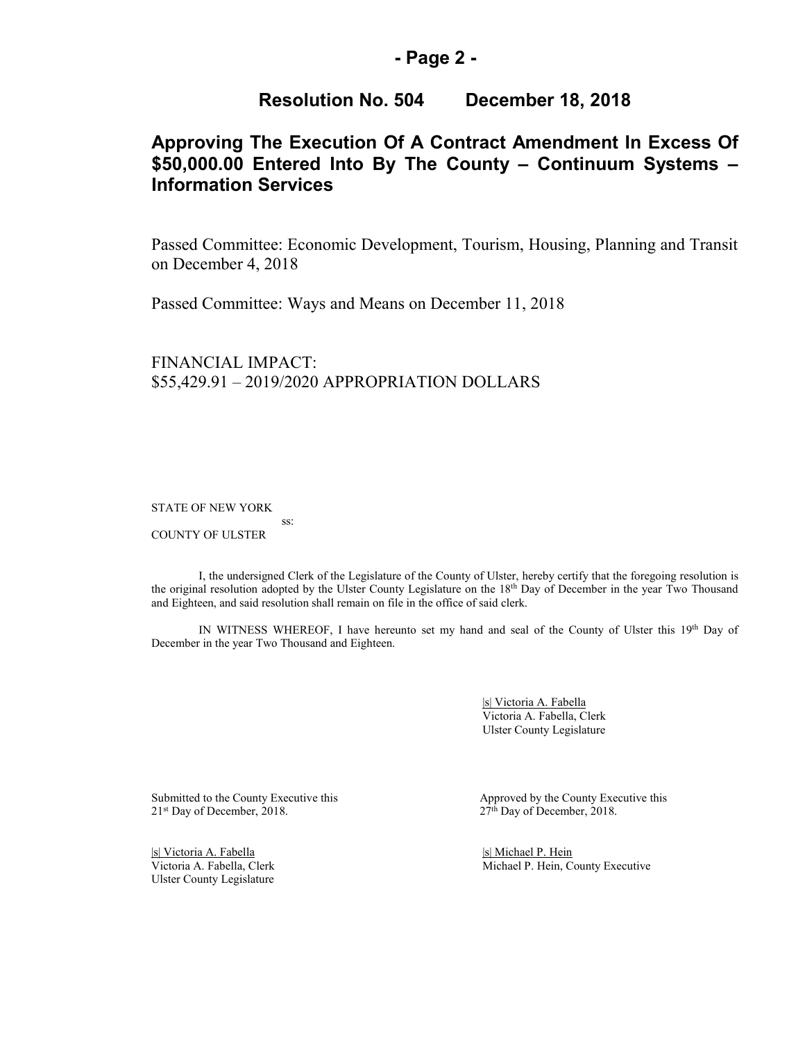## Resolution No. 504 December 18, 2018

## Approving The Execution Of A Contract Amendment In Excess Of $50,000.00 Entered Into By The County – Continuum Systems – Information Services

Passed Committee: Economic Development, Tourism, Housing, Planning and Transit on December 4, 2018

Passed Committee: Ways and Means on December 11, 2018

FINANCIAL IMPACT:
$55,429.91 – 2019/2020 APPROPRIATION DOLLARS

STATE OF NEW YORK
ss:
COUNTY OF ULSTER

I, the undersigned Clerk of the Legislature of the County of Ulster, hereby certify that the foregoing resolution is the original resolution adopted by the Ulster County Legislature on the 18th Day of December in the year Two Thousand and Eighteen, and said resolution shall remain on file in the office of said clerk.

IN WITNESS WHEREOF, I have hereunto set my hand and seal of the County of Ulster this 19th Day of December in the year Two Thousand and Eighteen.

|s| Victoria A. Fabella
Victoria A. Fabella, Clerk
Ulster County Legislature

Submitted to the County Executive this
21st Day of December, 2018.

|s| Victoria A. Fabella
Victoria A. Fabella, Clerk
Ulster County Legislature

Approved by the County Executive this
27th Day of December, 2018.

|s| Michael P. Hein
Michael P. Hein, County Executive